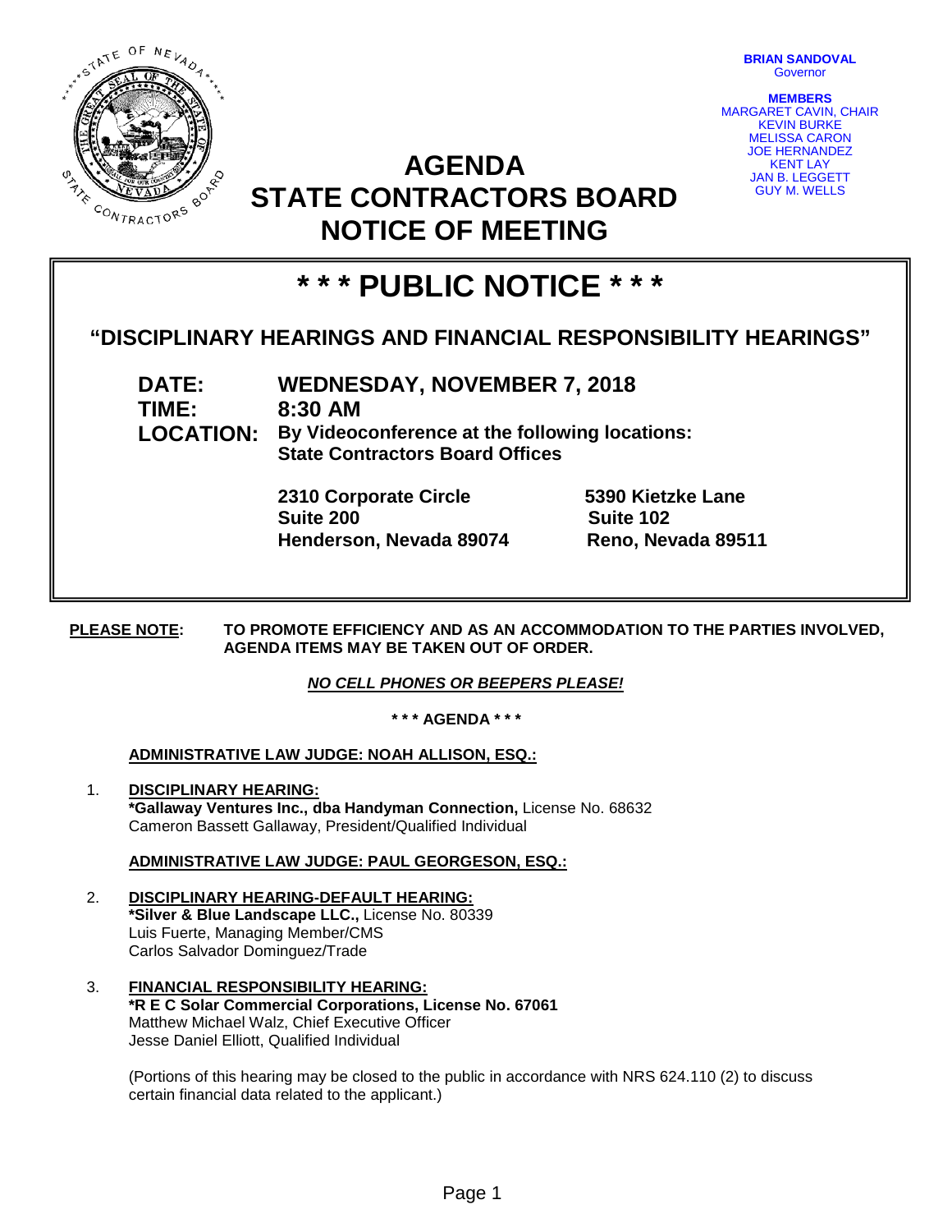BRIAN SANDOVAL
Governor

MEMBERS
MARGARET CAVIN, CHAIR
KEVIN BURKE
MELISSA CARON
JOE HERNANDEZ
KENT LAY
JAN B. LEGGETT
GUY M. WELLS

# AGENDA
# STATE CONTRACTORS BOARD
# NOTICE OF MEETING

## * * * PUBLIC NOTICE * * *

### "DISCIPLINARY HEARINGS AND FINANCIAL RESPONSIBILITY HEARINGS"

**DATE:** **WEDNESDAY, NOVEMBER 7, 2018**
**TIME:** **8:30 AM**
**LOCATION:** **By Videoconference at the following locations:**
**State Contractors Board Offices**

**2310 Corporate Circle**
**Suite 200**
**Henderson, Nevada 89074**

**5390 Kietzke Lane**
**Suite 102**
**Reno, Nevada 89511**

**PLEASE NOTE:** **TO PROMOTE EFFICIENCY AND AS AN ACCOMMODATION TO THE PARTIES INVOLVED, AGENDA ITEMS MAY BE TAKEN OUT OF ORDER.**

***NO CELL PHONES OR BEEPERS PLEASE!***

**\* \* \* AGENDA \* \* \***

**ADMINISTRATIVE LAW JUDGE: NOAH ALLISON, ESQ.:**

1. **DISCIPLINARY HEARING:**
   **\*Gallaway Ventures Inc., dba Handyman Connection,** License No. 68632
   Cameron Bassett Gallaway, President/Qualified Individual

**ADMINISTRATIVE LAW JUDGE: PAUL GEORGESON, ESQ.:**

2. **DISCIPLINARY HEARING-DEFAULT HEARING:**
   **\*Silver & Blue Landscape LLC.,** License No. 80339
   Luis Fuerte, Managing Member/CMS
   Carlos Salvador Dominguez/Trade

3. **FINANCIAL RESPONSIBILITY HEARING:**
   **\*R E C Solar Commercial Corporations, License No. 67061**
   Matthew Michael Walz, Chief Executive Officer
   Jesse Daniel Elliott, Qualified Individual

   (Portions of this hearing may be closed to the public in accordance with NRS 624.110 (2) to discuss certain financial data related to the applicant.)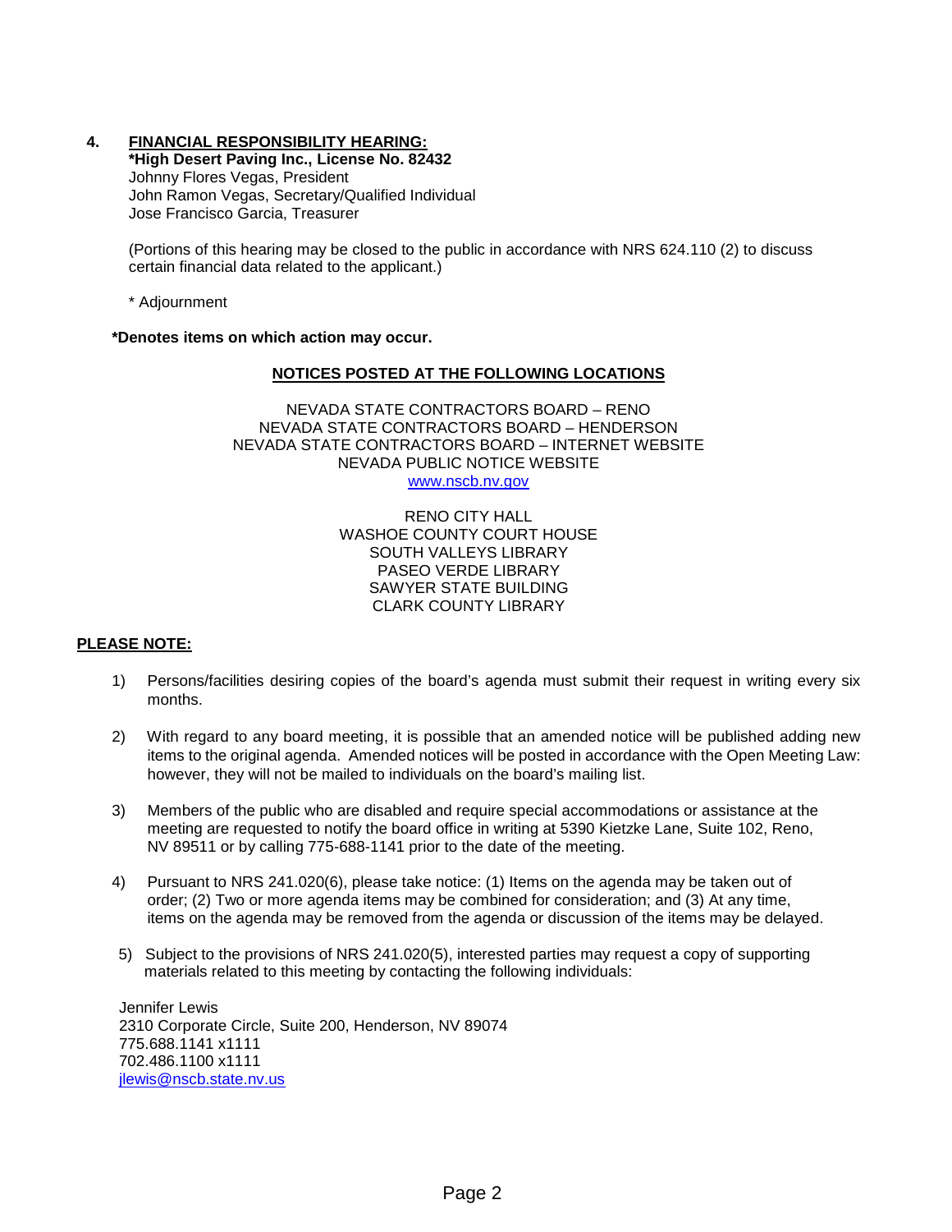4. **FINANCIAL RESPONSIBILITY HEARING:**
   **\*High Desert Paving Inc., License No. 82432**
   Johnny Flores Vegas, President
   John Ramon Vegas, Secretary/Qualified Individual
   Jose Francisco Garcia, Treasurer

   (Portions of this hearing may be closed to the public in accordance with NRS 624.110 (2) to discuss certain financial data related to the applicant.)

   \* Adjournment

**\*Denotes items on which action may occur.**

**NOTICES POSTED AT THE FOLLOWING LOCATIONS**

NEVADA STATE CONTRACTORS BOARD – RENO
NEVADA STATE CONTRACTORS BOARD – HENDERSON
NEVADA STATE CONTRACTORS BOARD – INTERNET WEBSITE
NEVADA PUBLIC NOTICE WEBSITE
www.nscb.nv.gov

RENO CITY HALL
WASHOE COUNTY COURT HOUSE
SOUTH VALLEYS LIBRARY
PASEO VERDE LIBRARY
SAWYER STATE BUILDING
CLARK COUNTY LIBRARY

**PLEASE NOTE:**

1) Persons/facilities desiring copies of the board's agenda must submit their request in writing every six months.

2) With regard to any board meeting, it is possible that an amended notice will be published adding new items to the original agenda. Amended notices will be posted in accordance with the Open Meeting Law: however, they will not be mailed to individuals on the board's mailing list.

3) Members of the public who are disabled and require special accommodations or assistance at the meeting are requested to notify the board office in writing at 5390 Kietzke Lane, Suite 102, Reno, NV 89511 or by calling 775-688-1141 prior to the date of the meeting.

4) Pursuant to NRS 241.020(6), please take notice: (1) Items on the agenda may be taken out of order; (2) Two or more agenda items may be combined for consideration; and (3) At any time, items on the agenda may be removed from the agenda or discussion of the items may be delayed.

5) Subject to the provisions of NRS 241.020(5), interested parties may request a copy of supporting materials related to this meeting by contacting the following individuals:

Jennifer Lewis
2310 Corporate Circle, Suite 200, Henderson, NV 89074
775.688.1141 x1111
702.486.1100 x1111
jlewis@nscb.state.nv.us